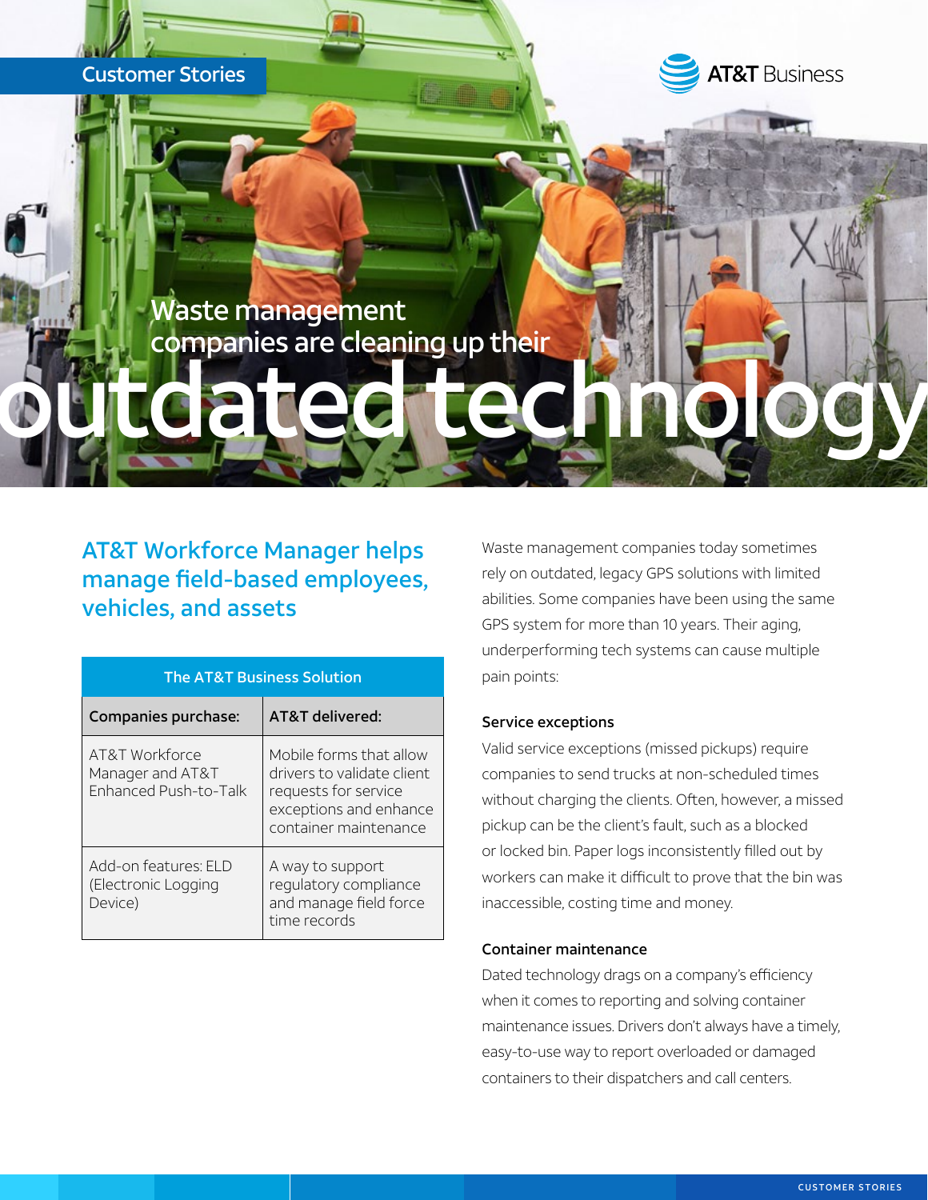Customer Stories

# Waste management companies are cleaning up their outdated technology

## AT&T Workforce Manager helps manage field-based employees, vehicles, and assets

| The AT&T Business Solution | |
|---|---|
| **Companies purchase:** | **AT&T delivered:** |
| AT&T Workforce Manager and AT&T Enhanced Push-to-Talk | Mobile forms that allow drivers to validate client requests for service exceptions and enhance container maintenance |
| Add-on features: ELD (Electronic Logging Device) | A way to support regulatory compliance and manage field force time records |

Waste management companies today sometimes rely on outdated, legacy GPS solutions with limited abilities. Some companies have been using the same GPS system for more than 10 years. Their aging, underperforming tech systems can cause multiple pain points:

### Service exceptions

Valid service exceptions (missed pickups) require companies to send trucks at non-scheduled times without charging the clients. Often, however, a missed pickup can be the client's fault, such as a blocked or locked bin. Paper logs inconsistently filled out by workers can make it difficult to prove that the bin was inaccessible, costing time and money.

### Container maintenance

Dated technology drags on a company's efficiency when it comes to reporting and solving container maintenance issues. Drivers don't always have a timely, easy-to-use way to report overloaded or damaged containers to their dispatchers and call centers.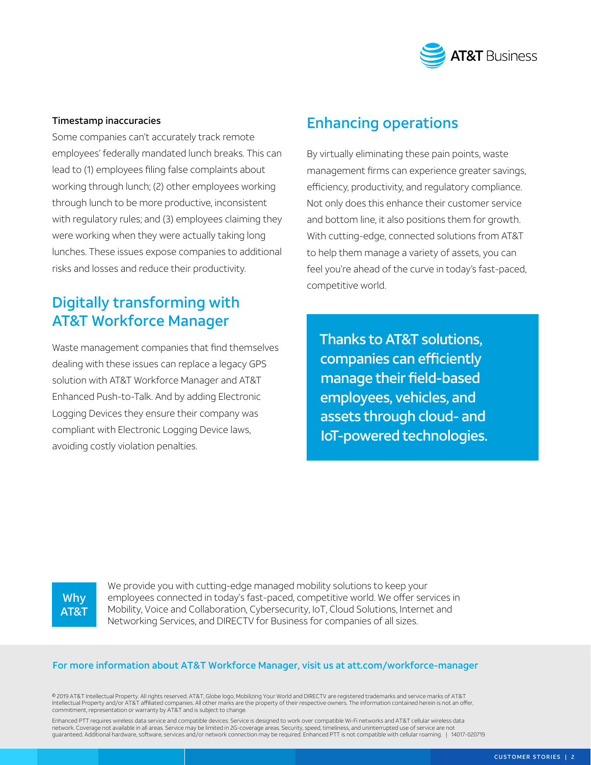**Timestamp inaccuracies**

Some companies can't accurately track remote employees' federally mandated lunch breaks. This can lead to (1) employees filing false complaints about working through lunch; (2) other employees working through lunch to be more productive, inconsistent with regulatory rules; and (3) employees claiming they were working when they were actually taking long lunches. These issues expose companies to additional risks and losses and reduce their productivity.

## Digitally transforming with AT&T Workforce Manager

Waste management companies that find themselves dealing with these issues can replace a legacy GPS solution with AT&T Workforce Manager and AT&T Enhanced Push-to-Talk. And by adding Electronic Logging Devices they ensure their company was compliant with Electronic Logging Device laws, avoiding costly violation penalties.

## Enhancing operations

By virtually eliminating these pain points, waste management firms can experience greater savings, efficiency, productivity, and regulatory compliance. Not only does this enhance their customer service and bottom line, it also positions them for growth. With cutting-edge, connected solutions from AT&T to help them manage a variety of assets, you can feel you're ahead of the curve in today's fast-paced, competitive world.

**Thanks to AT&T solutions, companies can efficiently manage their field-based employees, vehicles, and assets through cloud- and IoT-powered technologies.**

**Why AT&T**

We provide you with cutting-edge managed mobility solutions to keep your employees connected in today's fast-paced, competitive world. We offer services in Mobility, Voice and Collaboration, Cybersecurity, IoT, Cloud Solutions, Internet and Networking Services, and DIRECTV for Business for companies of all sizes.

**For more information about AT&T Workforce Manager, visit us at att.com/workforce-manager**

© 2019 AT&T Intellectual Property. All rights reserved. AT&T, Globe logo, Mobilizing Your World and DIRECTV are registered trademarks and service marks of AT&T Intellectual Property and/or AT&T affiliated companies. All other marks are the property of their respective owners. The information contained herein is not an offer, commitment, representation or warranty by AT&T and is subject to change.

Enhanced PTT requires wireless data service and compatible devices. Service is designed to work over compatible Wi-Fi networks and AT&T cellular wireless data network. Coverage not available in all areas. Service may be limited in 2G-coverage areas. Security, speed, timeliness, and uninterrupted use of service are not guaranteed. Additional hardware, software, services and/or network connection may be required. Enhanced PTT is not compatible with cellular roaming. | 14017-020719